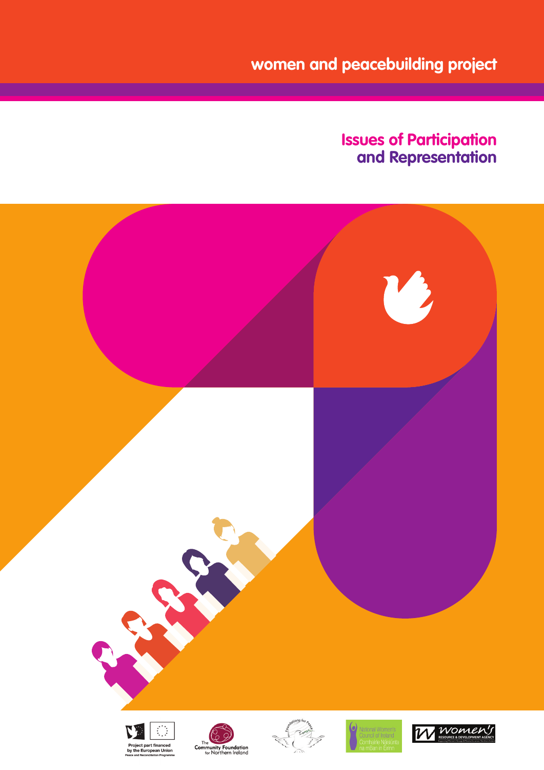women and peacebuilding project

# Issues of Participation and Representation

Project part financed by the European Union
Peace and Reconciliation Programme

The Community Foundation for Northern Ireland

Foundations for Peace

National Women's Council of Ireland
Comhairle Náisiúnta na mBan in Éirinn

Women's Resource & Development Agency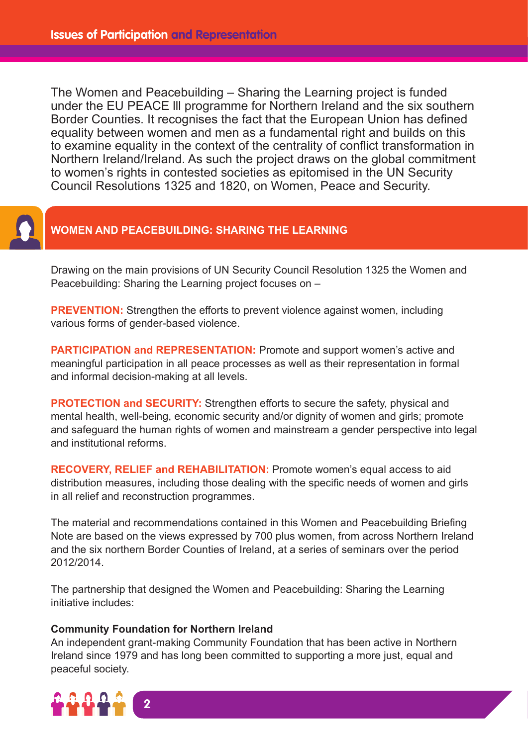The Women and Peacebuilding – Sharing the Learning project is funded under the EU PEACE III programme for Northern Ireland and the six southern Border Counties. It recognises the fact that the European Union has defined equality between women and men as a fundamental right and builds on this to examine equality in the context of the centrality of conflict transformation in Northern Ireland/Ireland. As such the project draws on the global commitment to women's rights in contested societies as epitomised in the UN Security Council Resolutions 1325 and 1820, on Women, Peace and Security.

## WOMEN AND PEACEBUILDING: SHARING THE LEARNING

Drawing on the main provisions of UN Security Council Resolution 1325 the Women and Peacebuilding: Sharing the Learning project focuses on –

**PREVENTION:** Strengthen the efforts to prevent violence against women, including various forms of gender-based violence.

**PARTICIPATION and REPRESENTATION:** Promote and support women's active and meaningful participation in all peace processes as well as their representation in formal and informal decision-making at all levels.

**PROTECTION and SECURITY:** Strengthen efforts to secure the safety, physical and mental health, well-being, economic security and/or dignity of women and girls; promote and safeguard the human rights of women and mainstream a gender perspective into legal and institutional reforms.

**RECOVERY, RELIEF and REHABILITATION:** Promote women's equal access to aid distribution measures, including those dealing with the specific needs of women and girls in all relief and reconstruction programmes.

The material and recommendations contained in this Women and Peacebuilding Briefing Note are based on the views expressed by 700 plus women, from across Northern Ireland and the six northern Border Counties of Ireland, at a series of seminars over the period 2012/2014.

The partnership that designed the Women and Peacebuilding: Sharing the Learning initiative includes:

**Community Foundation for Northern Ireland**
An independent grant-making Community Foundation that has been active in Northern Ireland since 1979 and has long been committed to supporting a more just, equal and peaceful society.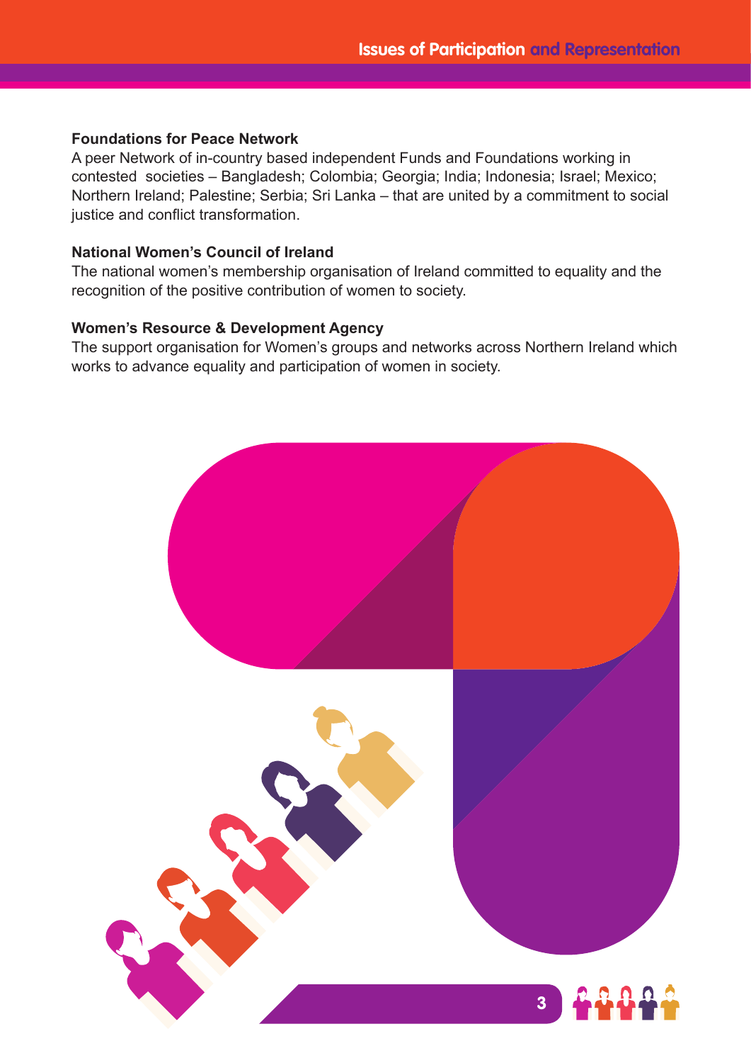**Foundations for Peace Network**

A peer Network of in-country based independent Funds and Foundations working in contested societies – Bangladesh; Colombia; Georgia; India; Indonesia; Israel; Mexico; Northern Ireland; Palestine; Serbia; Sri Lanka – that are united by a commitment to social justice and conflict transformation.

**National Women's Council of Ireland**

The national women's membership organisation of Ireland committed to equality and the recognition of the positive contribution of women to society.

**Women's Resource & Development Agency**

The support organisation for Women's groups and networks across Northern Ireland which works to advance equality and participation of women in society.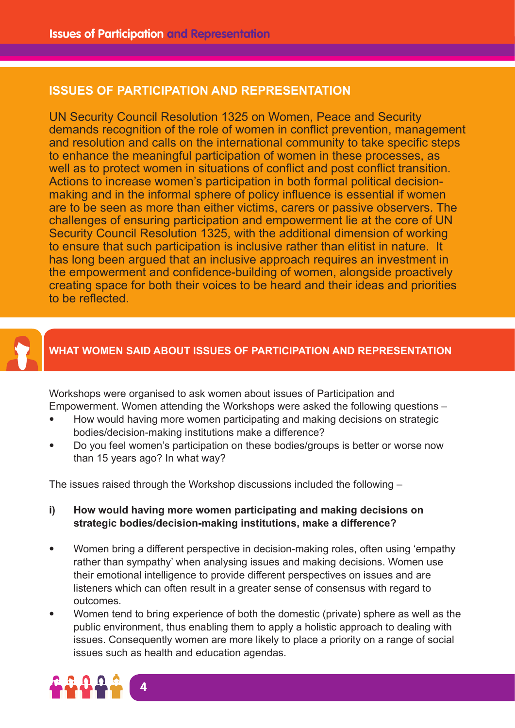## ISSUES OF PARTICIPATION AND REPRESENTATION

UN Security Council Resolution 1325 on Women, Peace and Security demands recognition of the role of women in conflict prevention, management and resolution and calls on the international community to take specific steps to enhance the meaningful participation of women in these processes, as well as to protect women in situations of conflict and post conflict transition. Actions to increase women's participation in both formal political decision-making and in the informal sphere of policy influence is essential if women are to be seen as more than either victims, carers or passive observers. The challenges of ensuring participation and empowerment lie at the core of UN Security Council Resolution 1325, with the additional dimension of working to ensure that such participation is inclusive rather than elitist in nature. It has long been argued that an inclusive approach requires an investment in the empowerment and confidence-building of women, alongside proactively creating space for both their voices to be heard and their ideas and priorities to be reflected.

## WHAT WOMEN SAID ABOUT ISSUES OF PARTICIPATION AND REPRESENTATION

Workshops were organised to ask women about issues of Participation and Empowerment. Women attending the Workshops were asked the following questions –

- How would having more women participating and making decisions on strategic bodies/decision-making institutions make a difference?
- Do you feel women's participation on these bodies/groups is better or worse now than 15 years ago? In what way?

The issues raised through the Workshop discussions included the following –

**i) How would having more women participating and making decisions on strategic bodies/decision-making institutions, make a difference?**

- Women bring a different perspective in decision-making roles, often using 'empathy rather than sympathy' when analysing issues and making decisions. Women use their emotional intelligence to provide different perspectives on issues and are listeners which can often result in a greater sense of consensus with regard to outcomes.
- Women tend to bring experience of both the domestic (private) sphere as well as the public environment, thus enabling them to apply a holistic approach to dealing with issues. Consequently women are more likely to place a priority on a range of social issues such as health and education agendas.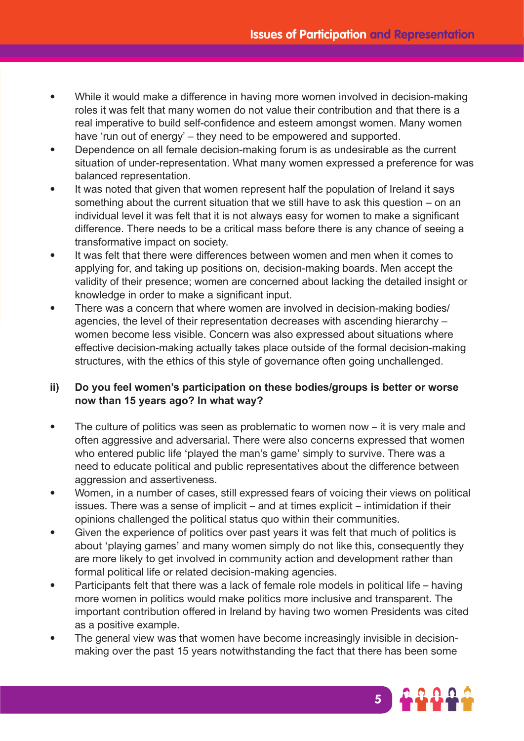- While it would make a difference in having more women involved in decision-making roles it was felt that many women do not value their contribution and that there is a real imperative to build self-confidence and esteem amongst women. Many women have 'run out of energy' – they need to be empowered and supported.
- Dependence on all female decision-making forum is as undesirable as the current situation of under-representation. What many women expressed a preference for was balanced representation.
- It was noted that given that women represent half the population of Ireland it says something about the current situation that we still have to ask this question – on an individual level it was felt that it is not always easy for women to make a significant difference. There needs to be a critical mass before there is any chance of seeing a transformative impact on society.
- It was felt that there were differences between women and men when it comes to applying for, and taking up positions on, decision-making boards. Men accept the validity of their presence; women are concerned about lacking the detailed insight or knowledge in order to make a significant input.
- There was a concern that where women are involved in decision-making bodies/ agencies, the level of their representation decreases with ascending hierarchy – women become less visible. Concern was also expressed about situations where effective decision-making actually takes place outside of the formal decision-making structures, with the ethics of this style of governance often going unchallenged.

**ii) Do you feel women's participation on these bodies/groups is better or worse now than 15 years ago? In what way?**

- The culture of politics was seen as problematic to women now – it is very male and often aggressive and adversarial. There were also concerns expressed that women who entered public life 'played the man's game' simply to survive. There was a need to educate political and public representatives about the difference between aggression and assertiveness.
- Women, in a number of cases, still expressed fears of voicing their views on political issues. There was a sense of implicit – and at times explicit – intimidation if their opinions challenged the political status quo within their communities.
- Given the experience of politics over past years it was felt that much of politics is about 'playing games' and many women simply do not like this, consequently they are more likely to get involved in community action and development rather than formal political life or related decision-making agencies.
- Participants felt that there was a lack of female role models in political life – having more women in politics would make politics more inclusive and transparent. The important contribution offered in Ireland by having two women Presidents was cited as a positive example.
- The general view was that women have become increasingly invisible in decision-making over the past 15 years notwithstanding the fact that there has been some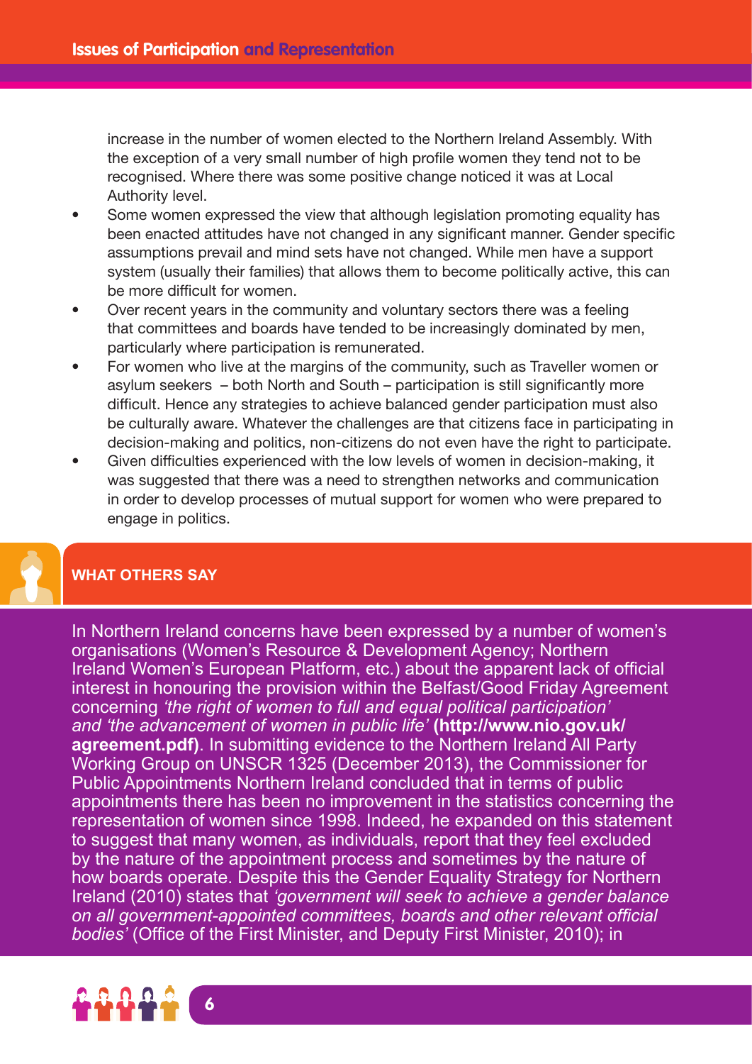increase in the number of women elected to the Northern Ireland Assembly. With the exception of a very small number of high profile women they tend not to be recognised. Where there was some positive change noticed it was at Local Authority level.

- Some women expressed the view that although legislation promoting equality has been enacted attitudes have not changed in any significant manner. Gender specific assumptions prevail and mind sets have not changed. While men have a support system (usually their families) that allows them to become politically active, this can be more difficult for women.
- Over recent years in the community and voluntary sectors there was a feeling that committees and boards have tended to be increasingly dominated by men, particularly where participation is remunerated.
- For women who live at the margins of the community, such as Traveller women or asylum seekers – both North and South – participation is still significantly more difficult. Hence any strategies to achieve balanced gender participation must also be culturally aware. Whatever the challenges are that citizens face in participating in decision-making and politics, non-citizens do not even have the right to participate.
- Given difficulties experienced with the low levels of women in decision-making, it was suggested that there was a need to strengthen networks and communication in order to develop processes of mutual support for women who were prepared to engage in politics.

## WHAT OTHERS SAY

In Northern Ireland concerns have been expressed by a number of women's organisations (Women's Resource & Development Agency; Northern Ireland Women's European Platform, etc.) about the apparent lack of official interest in honouring the provision within the Belfast/Good Friday Agreement concerning *'the right of women to full and equal political participation'* and *'the advancement of women in public life'* **(http://www.nio.gov.uk/agreement.pdf)**. In submitting evidence to the Northern Ireland All Party Working Group on UNSCR 1325 (December 2013), the Commissioner for Public Appointments Northern Ireland concluded that in terms of public appointments there has been no improvement in the statistics concerning the representation of women since 1998. Indeed, he expanded on this statement to suggest that many women, as individuals, report that they feel excluded by the nature of the appointment process and sometimes by the nature of how boards operate. Despite this the Gender Equality Strategy for Northern Ireland (2010) states that *'government will seek to achieve a gender balance on all government-appointed committees, boards and other relevant official bodies'* (Office of the First Minister, and Deputy First Minister, 2010); in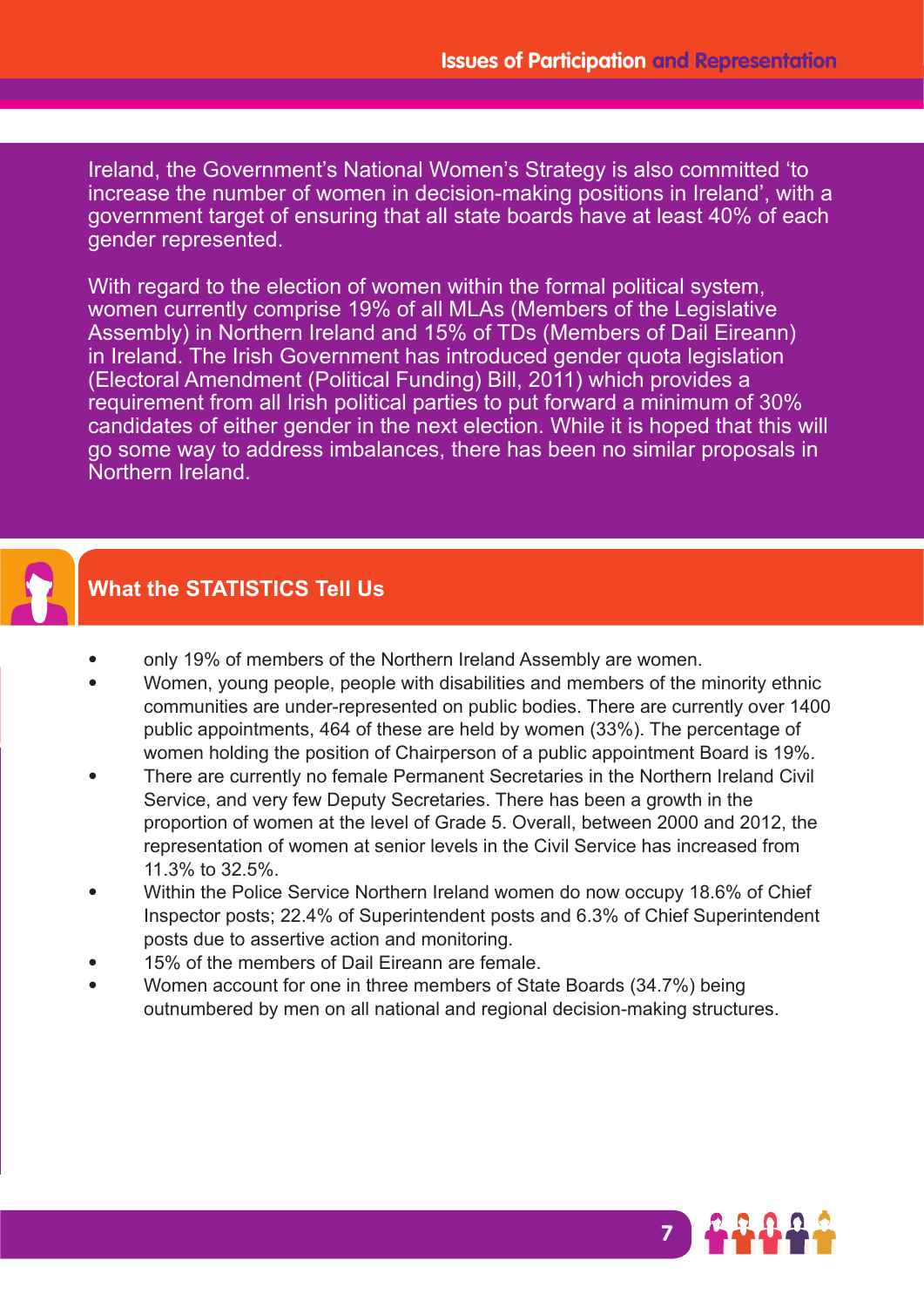Ireland, the Government's National Women's Strategy is also committed 'to increase the number of women in decision-making positions in Ireland', with a government target of ensuring that all state boards have at least 40% of each gender represented.

With regard to the election of women within the formal political system, women currently comprise 19% of all MLAs (Members of the Legislative Assembly) in Northern Ireland and 15% of TDs (Members of Dail Eireann) in Ireland. The Irish Government has introduced gender quota legislation (Electoral Amendment (Political Funding) Bill, 2011) which provides a requirement from all Irish political parties to put forward a minimum of 30% candidates of either gender in the next election. While it is hoped that this will go some way to address imbalances, there has been no similar proposals in Northern Ireland.

## What the STATISTICS Tell Us

- only 19% of members of the Northern Ireland Assembly are women.
- Women, young people, people with disabilities and members of the minority ethnic communities are under-represented on public bodies. There are currently over 1400 public appointments, 464 of these are held by women (33%). The percentage of women holding the position of Chairperson of a public appointment Board is 19%.
- There are currently no female Permanent Secretaries in the Northern Ireland Civil Service, and very few Deputy Secretaries. There has been a growth in the proportion of women at the level of Grade 5. Overall, between 2000 and 2012, the representation of women at senior levels in the Civil Service has increased from 11.3% to 32.5%.
- Within the Police Service Northern Ireland women do now occupy 18.6% of Chief Inspector posts; 22.4% of Superintendent posts and 6.3% of Chief Superintendent posts due to assertive action and monitoring.
- 15% of the members of Dail Eireann are female.
- Women account for one in three members of State Boards (34.7%) being outnumbered by men on all national and regional decision-making structures.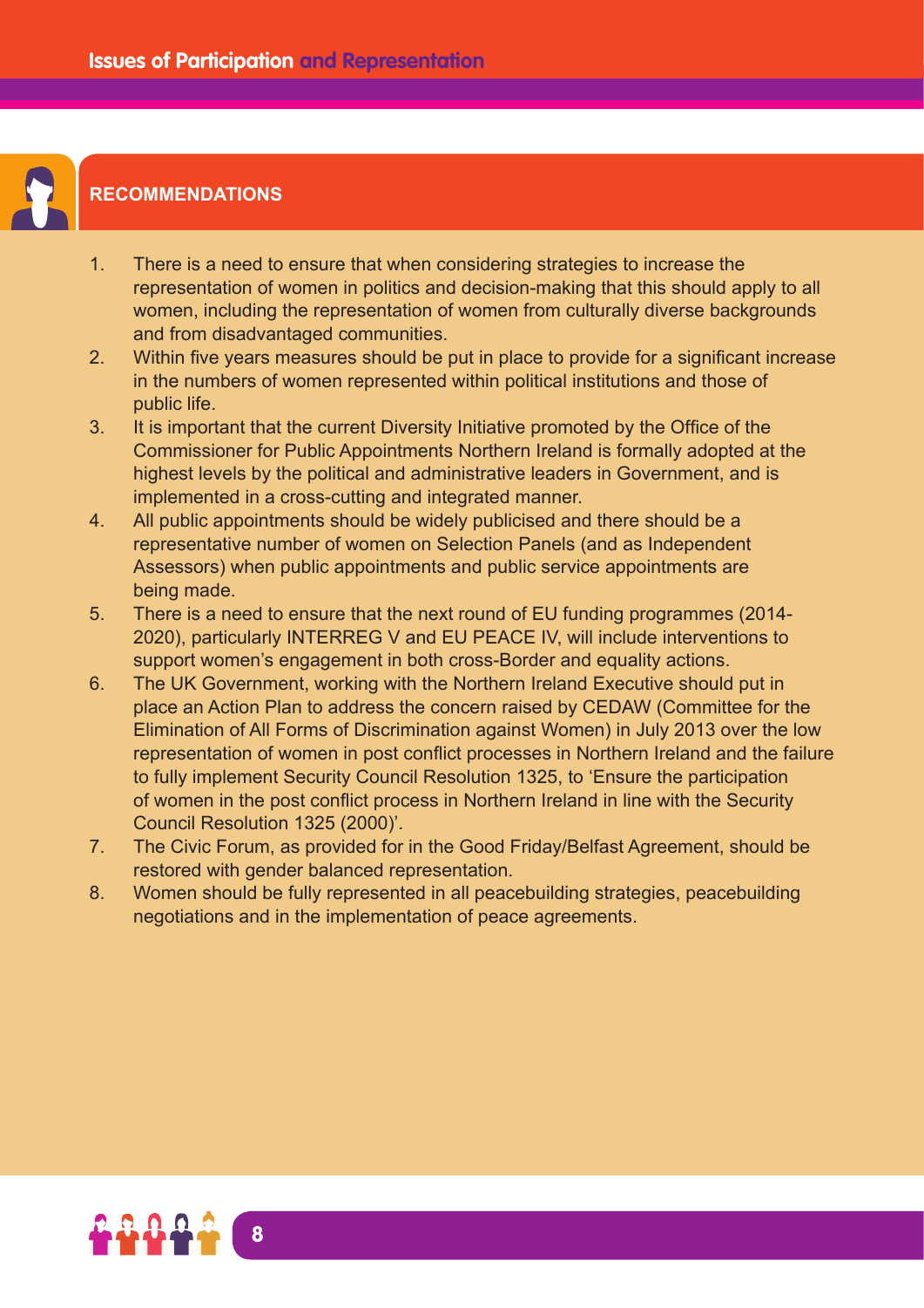## RECOMMENDATIONS

1. There is a need to ensure that when considering strategies to increase the representation of women in politics and decision-making that this should apply to all women, including the representation of women from culturally diverse backgrounds and from disadvantaged communities.
2. Within five years measures should be put in place to provide for a significant increase in the numbers of women represented within political institutions and those of public life.
3. It is important that the current Diversity Initiative promoted by the Office of the Commissioner for Public Appointments Northern Ireland is formally adopted at the highest levels by the political and administrative leaders in Government, and is implemented in a cross-cutting and integrated manner.
4. All public appointments should be widely publicised and there should be a representative number of women on Selection Panels (and as Independent Assessors) when public appointments and public service appointments are being made.
5. There is a need to ensure that the next round of EU funding programmes (2014-2020), particularly INTERREG V and EU PEACE IV, will include interventions to support women's engagement in both cross-Border and equality actions.
6. The UK Government, working with the Northern Ireland Executive should put in place an Action Plan to address the concern raised by CEDAW (Committee for the Elimination of All Forms of Discrimination against Women) in July 2013 over the low representation of women in post conflict processes in Northern Ireland and the failure to fully implement Security Council Resolution 1325, to 'Ensure the participation of women in the post conflict process in Northern Ireland in line with the Security Council Resolution 1325 (2000)'.
7. The Civic Forum, as provided for in the Good Friday/Belfast Agreement, should be restored with gender balanced representation.
8. Women should be fully represented in all peacebuilding strategies, peacebuilding negotiations and in the implementation of peace agreements.